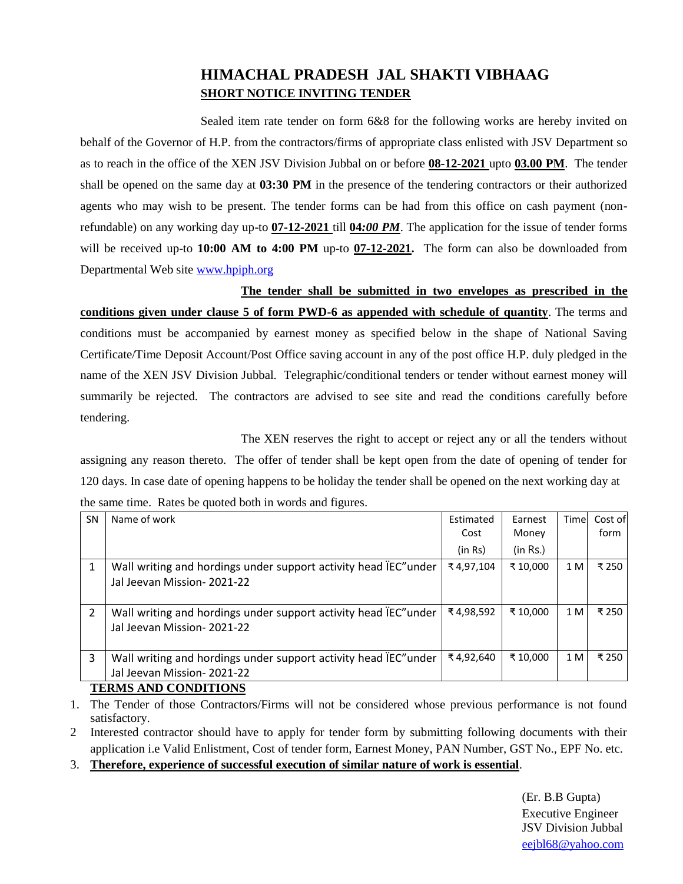# HIMACHAL PRADESH JAL SHAKTI VIBHAAG

## SHORT NOTICE INVITING TENDER

Sealed item rate tender on form 6&8 for the following works are hereby invited on behalf of the Governor of H.P. from the contractors/firms of appropriate class enlisted with JSV Department so as to reach in the office of the XEN JSV Division Jubbal on or before **08-12-2021** upto **03.00 PM**. The tender shall be opened on the same day at **03:30 PM** in the presence of the tendering contractors or their authorized agents who may wish to be present. The tender forms can be had from this office on cash payment (non-refundable) on any working day up-to **07-12-2021** till ***04:00 PM***. The application for the issue of tender forms will be received up-to **10:00 AM to 4:00 PM** up-to **07-12-2021.** The form can also be downloaded from Departmental Web site www.hpiph.org

**The tender shall be submitted in two envelopes as prescribed in the conditions given under clause 5 of form PWD-6 as appended with schedule of quantity**. The terms and conditions must be accompanied by earnest money as specified below in the shape of National Saving Certificate/Time Deposit Account/Post Office saving account in any of the post office H.P. duly pledged in the name of the XEN JSV Division Jubbal. Telegraphic/conditional tenders or tender without earnest money will summarily be rejected. The contractors are advised to see site and read the conditions carefully before tendering.

The XEN reserves the right to accept or reject any or all the tenders without assigning any reason thereto. The offer of tender shall be kept open from the date of opening of tender for 120 days. In case date of opening happens to be holiday the tender shall be opened on the next working day at the same time. Rates be quoted both in words and figures.

| SN | Name of work | Estimated Cost (in Rs) | Earnest Money (in Rs.) | Time | Cost of form |
|---|---|---|---|---|---|
| 1 | Wall writing and hordings under support activity head ÏEC"under Jal Jeevan Mission- 2021-22 | ₹ 4,97,104 | ₹ 10,000 | 1 M | ₹ 250 |
| 2 | Wall writing and hordings under support activity head ÏEC"under Jal Jeevan Mission- 2021-22 | ₹ 4,98,592 | ₹ 10,000 | 1 M | ₹ 250 |
| 3 | Wall writing and hordings under support activity head ÏEC"under Jal Jeevan Mission- 2021-22 | ₹ 4,92,640 | ₹ 10,000 | 1 M | ₹ 250 |

**TERMS AND CONDITIONS**

1. The Tender of those Contractors/Firms will not be considered whose previous performance is not found satisfactory.
2. Interested contractor should have to apply for tender form by submitting following documents with their application i.e Valid Enlistment, Cost of tender form, Earnest Money, PAN Number, GST No., EPF No. etc.
3. **Therefore, experience of successful execution of similar nature of work is essential**.

(Er. B.B Gupta)
Executive Engineer
JSV Division Jubbal
eejbl68@yahoo.com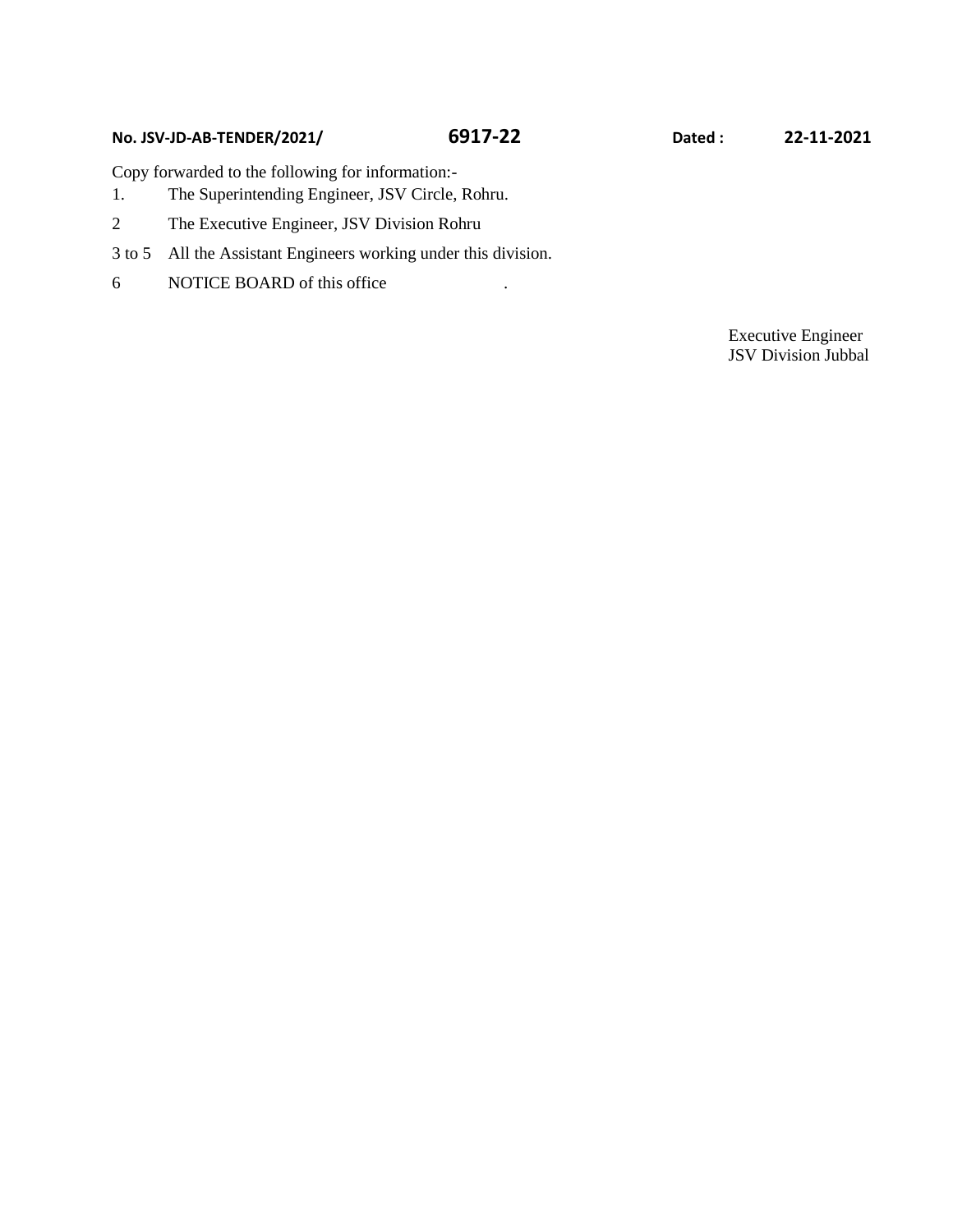**No. JSV-JD-AB-TENDER/2021/** **6917-22** **Dated :** **22-11-2021**

Copy forwarded to the following for information:-

1. The Superintending Engineer, JSV Circle, Rohru.
2. The Executive Engineer, JSV Division Rohru

3 to 5 All the Assistant Engineers working under this division.

6 NOTICE BOARD of this office .

Executive Engineer
JSV Division Jubbal